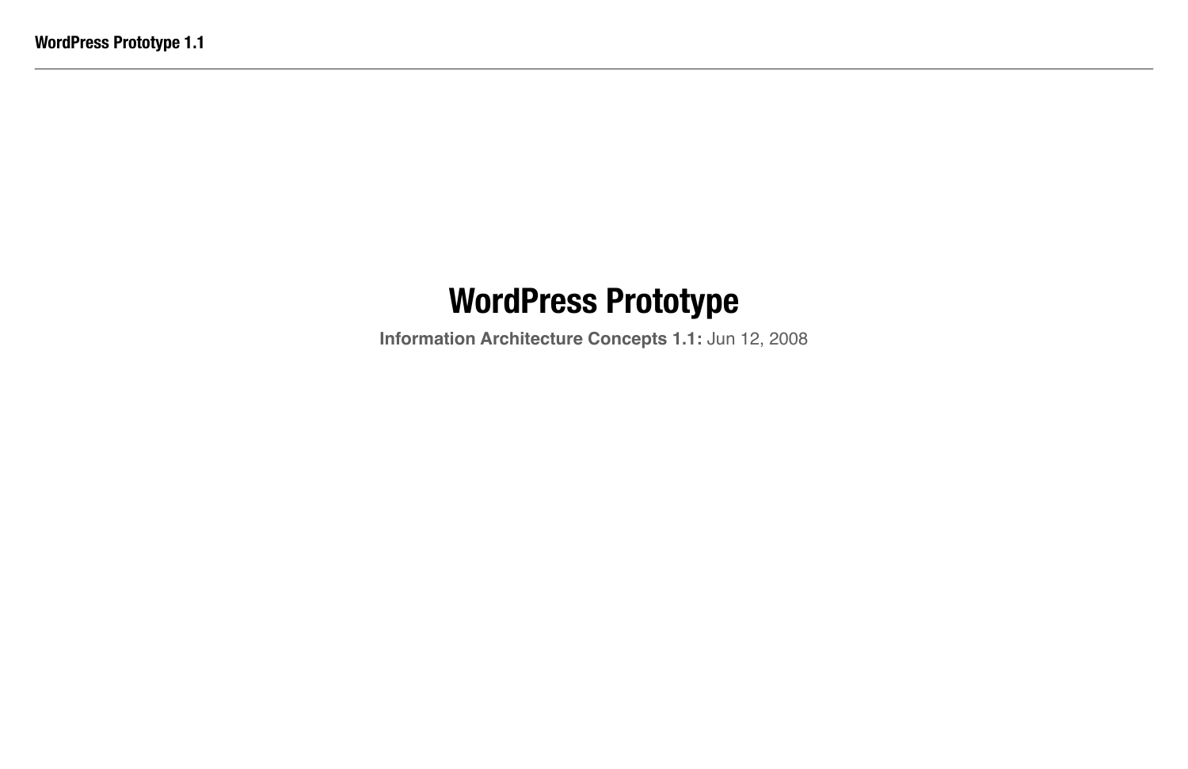# WordPress Prototype

**Information Architecture Concepts 1.1:** Jun 12, 2008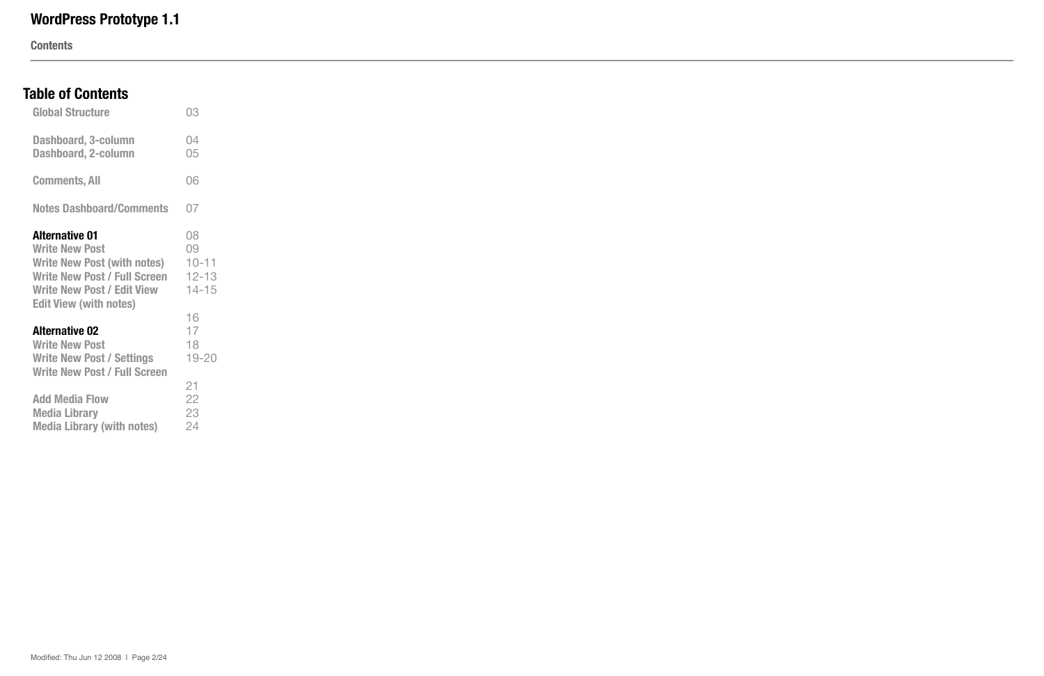# Table of Contents

| Section | Page |
| --- | --- |
| Global Structure | 03 |
| Dashboard, 3-column | 04 |
| Dashboard, 2-column | 05 |
| Comments, All | 06 |
| Notes Dashboard/Comments | 07 |
| **Alternative 01** | 08 |
| Write New Post | 09 |
| Write New Post (with notes) | 10-11 |
| Write New Post / Full Screen | 12-13 |
| Write New Post / Edit View | 14-15 |
| Edit View (with notes) | 16 |
| **Alternative 02** | 17 |
| Write New Post | 18 |
| Write New Post / Settings | 19-20 |
| Write New Post / Full Screen | 21 |
| Add Media Flow | 22 |
| Media Library | 23 |
| Media Library (with notes) | 24 |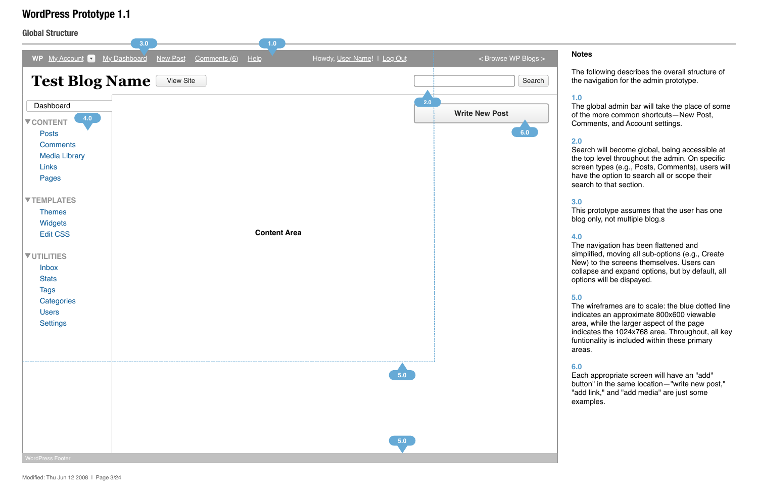# WordPress Prototype 1.1

## Global Structure

WP My Account ▾ My Dashboard New Post Comments (6) Help Howdy, User Name! | Log Out < Browse WP Blogs >

**Test Blog Name** View Site Search

Dashboard

Write New Post

▼CONTENT
- Posts
- Comments
- Media Library
- Links
- Pages

▼TEMPLATES
- Themes
- Widgets
- Edit CSS

▼UTILITIES
- Inbox
- Stats
- Tags
- Categories
- Users
- Settings

**Content Area**

WordPress Footer

### Notes

The following describes the overall structure of the navigation for the admin prototype.

**1.0**
The global admin bar will take the place of some of the more common shortcuts—New Post, Comments, and Account settings.

**2.0**
Search will become global, being accessible at the top level throughout the admin. On specific screen types (e.g., Posts, Comments), users will have the option to search all or scope their search to that section.

**3.0**
This prototype assumes that the user has one blog only, not multiple blog.s

**4.0**
The navigation has been flattened and simplified, moving all sub-options (e.g., Create New) to the screens themselves. Users can collapse and expand options, but by default, all options will be dispayed.

**5.0**
The wireframes are to scale: the blue dotted line indicates an approximate 800x600 viewable area, while the larger aspect of the page indicates the 1024x768 area. Throughout, all key funtionality is included within these primary areas.

**6.0**
Each appropriate screen will have an "add" button" in the same location—"write new post," "add link," and "add media" are just some examples.

Modified: Thu Jun 12 2008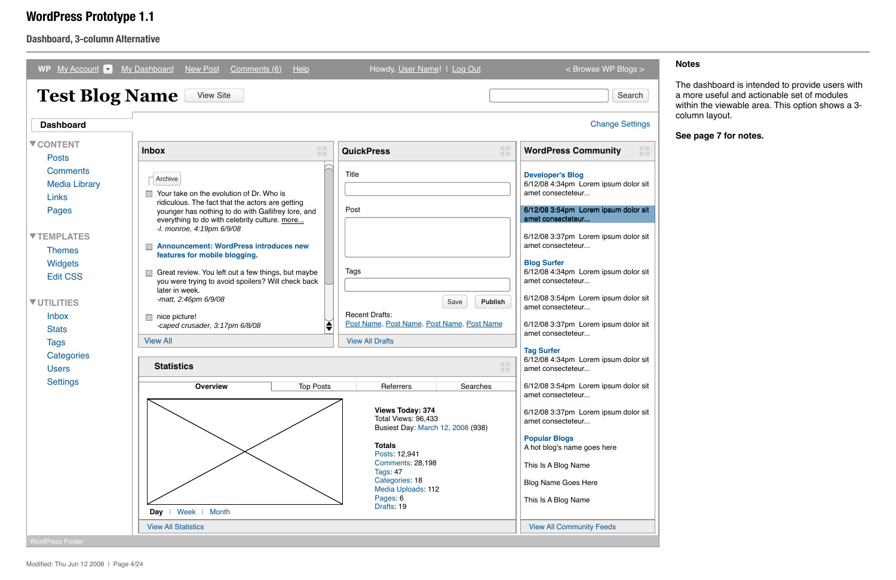# WordPress Prototype 1.1

## Dashboard, 3-column Alternative

WP My Account ▾ My Dashboard New Post Comments (6) Help Howdy, User Name! | Log Out < Browse WP Blogs >

**Test Blog Name** View Site Search

Dashboard

Change Settings

▼CONTENT
- Posts
- Comments
- Media Library
- Links
- Pages

▼TEMPLATES
- Themes
- Widgets
- Edit CSS

▼UTILITIES
- Inbox
- Stats
- Tags
- Categories
- Users
- Settings

### Inbox

Archive

- Your take on the evolution of Dr. Who is ridiculous. The fact that the actors are getting younger has nothing to do with Gallifrey lore, and everything to do with celebrity culture. more...
  *-l. monroe, 4:19pm 6/9/08*
- **Announcement: WordPress introduces new features for mobile blogging.**
- Great review. You left out a few things, but maybe you were trying to avoid spoilers? Will check back later in week.
  *-matt, 2:46pm 6/9/08*
- nice picture!
  *-caped crusader, 3:17pm 6/8/08*

View All

### QuickPress

Title

Post

Tags

Save Publish

Recent Drafts:
Post Name, Post Name, Post Name, Post Name

View All Drafts

### WordPress Community

**Developer's Blog**
6/12/08 4:34pm Lorem ipsum dolor sit amet consecteteur...

6/12/08 3:54pm Lorem ipsum dolor sit amet consecteteur...

6/12/08 3:37pm Lorem ipsum dolor sit amet consecteteur...

**Blog Surfer**
6/12/08 4:34pm Lorem ipsum dolor sit amet consecteteur...

6/12/08 3:54pm Lorem ipsum dolor sit amet consecteteur...

6/12/08 3:37pm Lorem ipsum dolor sit amet consecteteur...

**Tag Surfer**
6/12/08 4:34pm Lorem ipsum dolor sit amet consecteteur...

6/12/08 3:54pm Lorem ipsum dolor sit amet consecteteur...

6/12/08 3:37pm Lorem ipsum dolor sit amet consecteteur...

**Popular Blogs**
A hot blog's name goes here

This Is A Blog Name

Blog Name Goes Here

This Is A Blog Name

View All Community Feeds

### Statistics

**Overview** | Top Posts | Referrers | Searches

**Views Today: 374**
Total Views: 96,433
Busiest Day: March 12, 2008 (938)

**Totals**
Posts: 12,941
Comments: 28,198
Tags: 47
Categories: 18
Media Uploads: 112
Pages: 6
Drafts: 19

**Day** | Week | Month

View All Statistics

WordPress Footer

### Notes

The dashboard is intended to provide users with a more useful and actionable set of modules within the viewable area. This option shows a 3-column layout.

**See page 7 for notes.**

Modified: Thu Jun 12 2008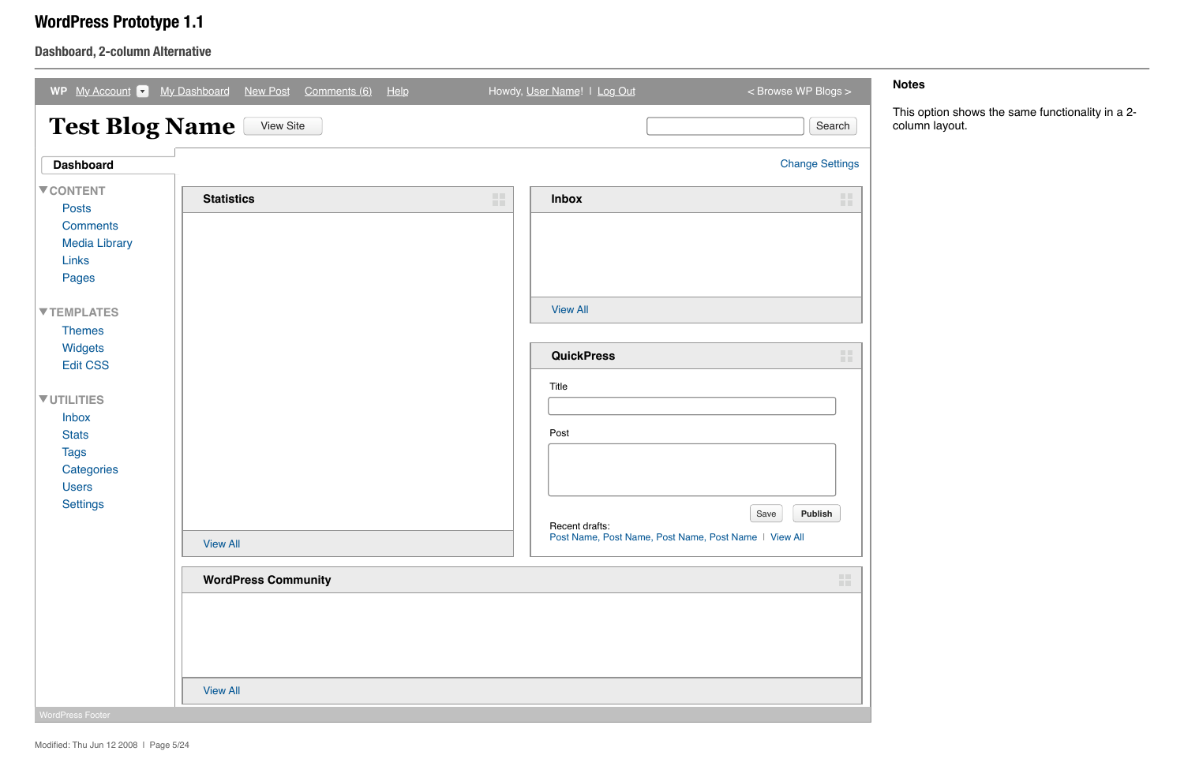# WordPress Prototype 1.1

## Dashboard, 2-column Alternative

WP My Account ▾ My Dashboard New Post Comments (6) Help Howdy, User Name! | Log Out < Browse WP Blogs >

**Test Blog Name** View Site Search

**Dashboard**

Change Settings

▼CONTENT

- Posts
- Comments
- Media Library
- Links
- Pages

▼TEMPLATES

- Themes
- Widgets
- Edit CSS

▼UTILITIES

- Inbox
- Stats
- Tags
- Categories
- Users
- Settings

**Statistics**

View All

**Inbox**

View All

**QuickPress**

Title

Post

Save Publish

Recent drafts:
Post Name, Post Name, Post Name, Post Name | View All

**WordPress Community**

View All

WordPress Footer

**Notes**

This option shows the same functionality in a 2-column layout.

Modified: Thu Jun 12 2008 | Page 5/24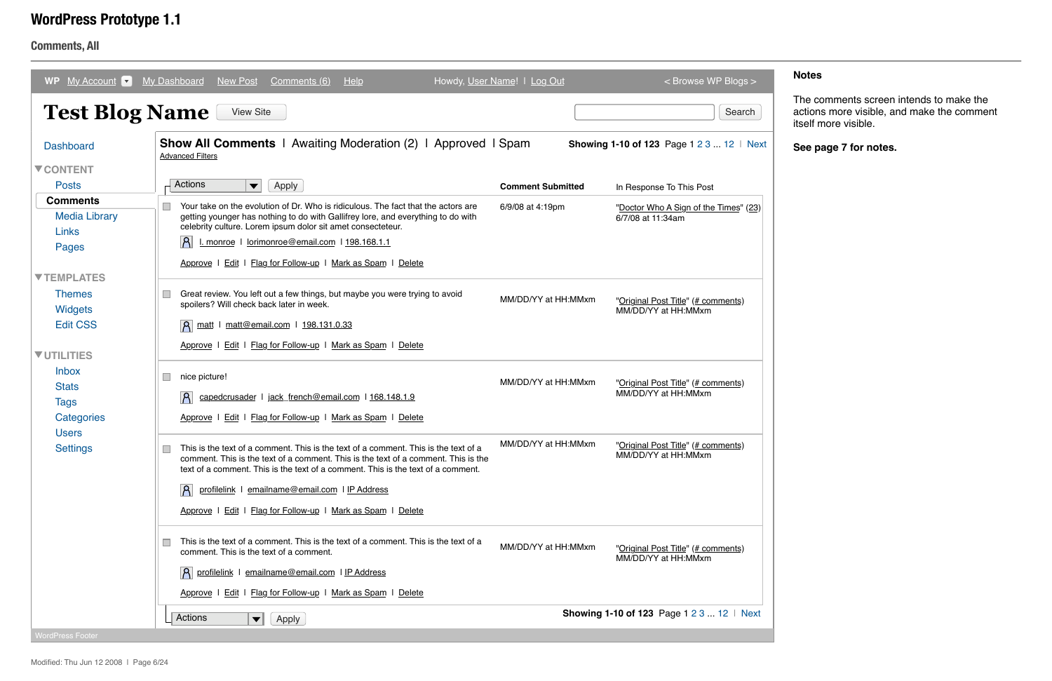# WordPress Prototype 1.1

## Comments, All

WP  My Account  My Dashboard  New Post  Comments (6)  Help    Howdy, User Name! | Log Out    < Browse WP Blogs >

**Test Blog Name**  View Site    Search

Dashboard

▼CONTENT
- Posts
- **Comments**
- Media Library
- Links
- Pages

▼TEMPLATES
- Themes
- Widgets
- Edit CSS

▼UTILITIES
- Inbox
- Stats
- Tags
- Categories
- Users
- Settings

**Show All Comments** | Awaiting Moderation (2) | Approved | Spam    **Showing 1-10 of 123** Page 1 2 3 ... 12 | Next

Advanced Filters

Actions  Apply

| | | Comment Submitted | In Response To This Post |
|---|---|---|---|
| ☐ | Your take on the evolution of Dr. Who is ridiculous. The fact that the actors are getting younger has nothing to do with Gallifrey lore, and everything to do with celebrity culture. Lorem ipsum dolor sit amet consecteteur.<br>l. monroe \| lorimonroe@email.com \| 198.168.1.1<br>Approve \| Edit \| Flag for Follow-up \| Mark as Spam \| Delete | 6/9/08 at 4:19pm | "Doctor Who A Sign of the Times" (23)<br>6/7/08 at 11:34am |
| ☐ | Great review. You left out a few things, but maybe you were trying to avoid spoilers? Will check back later in week.<br>matt \| matt@email.com \| 198.131.0.33<br>Approve \| Edit \| Flag for Follow-up \| Mark as Spam \| Delete | MM/DD/YY at HH:MMxm | "Original Post Title" (# comments)<br>MM/DD/YY at HH:MMxm |
| ☐ | nice picture!<br>capedcrusader \| jack_french@email.com \| 168.148.1.9<br>Approve \| Edit \| Flag for Follow-up \| Mark as Spam \| Delete | MM/DD/YY at HH:MMxm | "Original Post Title" (# comments)<br>MM/DD/YY at HH:MMxm |
| ☐ | This is the text of a comment. This is the text of a comment. This is the text of a comment. This is the text of a comment. This is the text of a comment. This is the text of a comment. This is the text of a comment. This is the text of a comment.<br>profilelink \| emailname@email.com \| IP Address<br>Approve \| Edit \| Flag for Follow-up \| Mark as Spam \| Delete | MM/DD/YY at HH:MMxm | "Original Post Title" (# comments)<br>MM/DD/YY at HH:MMxm |
| ☐ | This is the text of a comment. This is the text of a comment. This is the text of a comment. This is the text of a comment.<br>profilelink \| emailname@email.com \| IP Address<br>Approve \| Edit \| Flag for Follow-up \| Mark as Spam \| Delete | MM/DD/YY at HH:MMxm | "Original Post Title" (# comments)<br>MM/DD/YY at HH:MMxm |

Actions  Apply    **Showing 1-10 of 123** Page 1 2 3 ... 12 | Next

WordPress Footer

**Notes**

The comments screen intends to make the actions more visible, and make the comment itself more visible.

**See page 7 for notes.**

Modified: Thu Jun 12 2008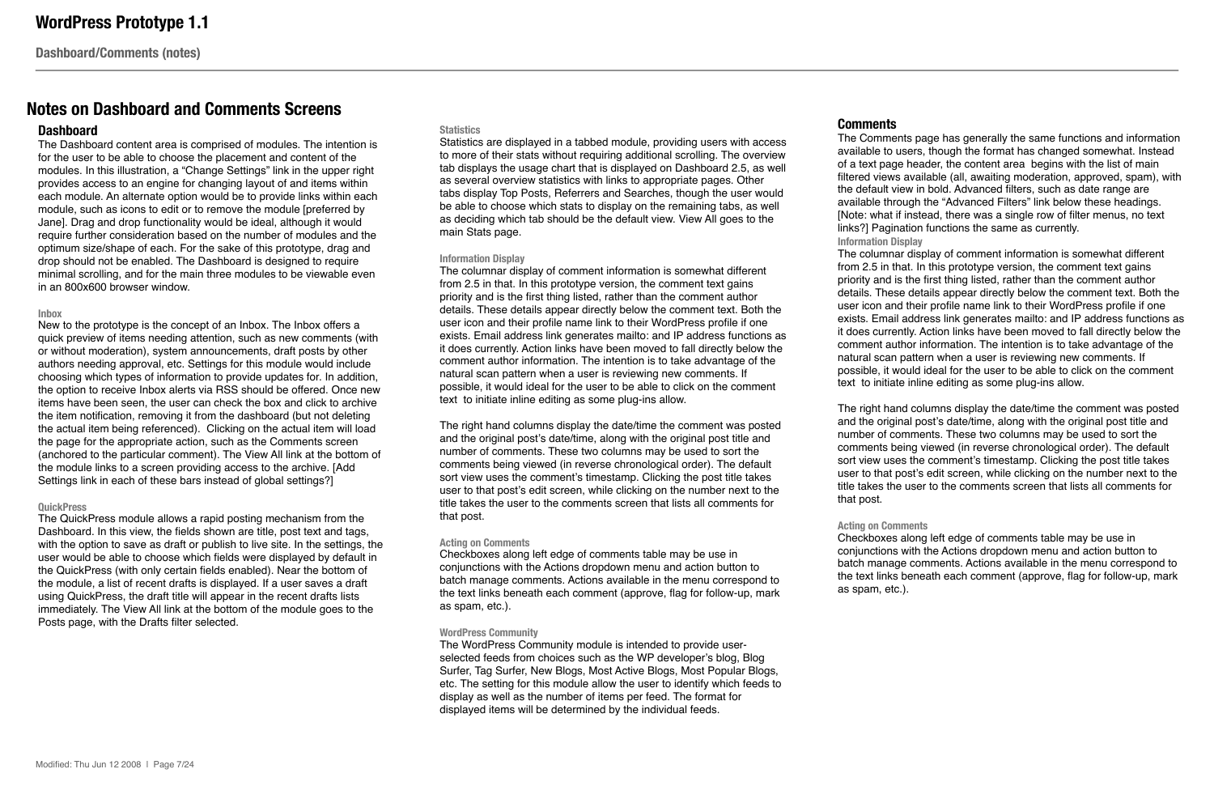# Notes on Dashboard and Comments Screens

## Dashboard

The Dashboard content area is comprised of modules. The intention is for the user to be able to choose the placement and content of the modules. In this illustration, a “Change Settings” link in the upper right provides access to an engine for changing layout of and items within each module. An alternate option would be to provide links within each module, such as icons to edit or to remove the module [preferred by Jane]. Drag and drop functionality would be ideal, although it would require further consideration based on the number of modules and the optimum size/shape of each. For the sake of this prototype, drag and drop should not be enabled. The Dashboard is designed to require minimal scrolling, and for the main three modules to be viewable even in an 800x600 browser window.

#### Inbox

New to the prototype is the concept of an Inbox. The Inbox offers a quick preview of items needing attention, such as new comments (with or without moderation), system announcements, draft posts by other authors needing approval, etc. Settings for this module would include choosing which types of information to provide updates for. In addition, the option to receive Inbox alerts via RSS should be offered. Once new items have been seen, the user can check the box and click to archive the item notification, removing it from the dashboard (but not deleting the actual item being referenced). Clicking on the actual item will load the page for the appropriate action, such as the Comments screen (anchored to the particular comment). The View All link at the bottom of the module links to a screen providing access to the archive. [Add Settings link in each of these bars instead of global settings?]

#### QuickPress

The QuickPress module allows a rapid posting mechanism from the Dashboard. In this view, the fields shown are title, post text and tags, with the option to save as draft or publish to live site. In the settings, the user would be able to choose which fields were displayed by default in the QuickPress (with only certain fields enabled). Near the bottom of the module, a list of recent drafts is displayed. If a user saves a draft using QuickPress, the draft title will appear in the recent drafts lists immediately. The View All link at the bottom of the module goes to the Posts page, with the Drafts filter selected.

#### Statistics

Statistics are displayed in a tabbed module, providing users with access to more of their stats without requiring additional scrolling. The overview tab displays the usage chart that is displayed on Dashboard 2.5, as well as several overview statistics with links to appropriate pages. Other tabs display Top Posts, Referrers and Searches, though the user would be able to choose which stats to display on the remaining tabs, as well as deciding which tab should be the default view. View All goes to the main Stats page.

#### Information Display

The columnar display of comment information is somewhat different from 2.5 in that. In this prototype version, the comment text gains priority and is the first thing listed, rather than the comment author details. These details appear directly below the comment text. Both the user icon and their profile name link to their WordPress profile if one exists. Email address link generates mailto: and IP address functions as it does currently. Action links have been moved to fall directly below the comment author information. The intention is to take advantage of the natural scan pattern when a user is reviewing new comments. If possible, it would ideal for the user to be able to click on the comment text to initiate inline editing as some plug-ins allow.

The right hand columns display the date/time the comment was posted and the original post’s date/time, along with the original post title and number of comments. These two columns may be used to sort the comments being viewed (in reverse chronological order). The default sort view uses the comment’s timestamp. Clicking the post title takes user to that post’s edit screen, while clicking on the number next to the title takes the user to the comments screen that lists all comments for that post.

#### Acting on Comments

Checkboxes along left edge of comments table may be use in conjunctions with the Actions dropdown menu and action button to batch manage comments. Actions available in the menu correspond to the text links beneath each comment (approve, flag for follow-up, mark as spam, etc.).

#### WordPress Community

The WordPress Community module is intended to provide user-selected feeds from choices such as the WP developer’s blog, Blog Surfer, Tag Surfer, New Blogs, Most Active Blogs, Most Popular Blogs, etc. The setting for this module allow the user to identify which feeds to display as well as the number of items per feed. The format for displayed items will be determined by the individual feeds.

## Comments

The Comments page has generally the same functions and information available to users, though the format has changed somewhat. Instead of a text page header, the content area begins with the list of main filtered views available (all, awaiting moderation, approved, spam), with the default view in bold. Advanced filters, such as date range are available through the “Advanced Filters” link below these headings. [Note: what if instead, there was a single row of filter menus, no text links?] Pagination functions the same as currently.

#### Information Display

The columnar display of comment information is somewhat different from 2.5 in that. In this prototype version, the comment text gains priority and is the first thing listed, rather than the comment author details. These details appear directly below the comment text. Both the user icon and their profile name link to their WordPress profile if one exists. Email address link generates mailto: and IP address functions as it does currently. Action links have been moved to fall directly below the comment author information. The intention is to take advantage of the natural scan pattern when a user is reviewing new comments. If possible, it would ideal for the user to be able to click on the comment text to initiate inline editing as some plug-ins allow.

The right hand columns display the date/time the comment was posted and the original post’s date/time, along with the original post title and number of comments. These two columns may be used to sort the comments being viewed (in reverse chronological order). The default sort view uses the comment’s timestamp. Clicking the post title takes user to that post’s edit screen, while clicking on the number next to the title takes the user to the comments screen that lists all comments for that post.

#### Acting on Comments

Checkboxes along left edge of comments table may be use in conjunctions with the Actions dropdown menu and action button to batch manage comments. Actions available in the menu correspond to the text links beneath each comment (approve, flag for follow-up, mark as spam, etc.).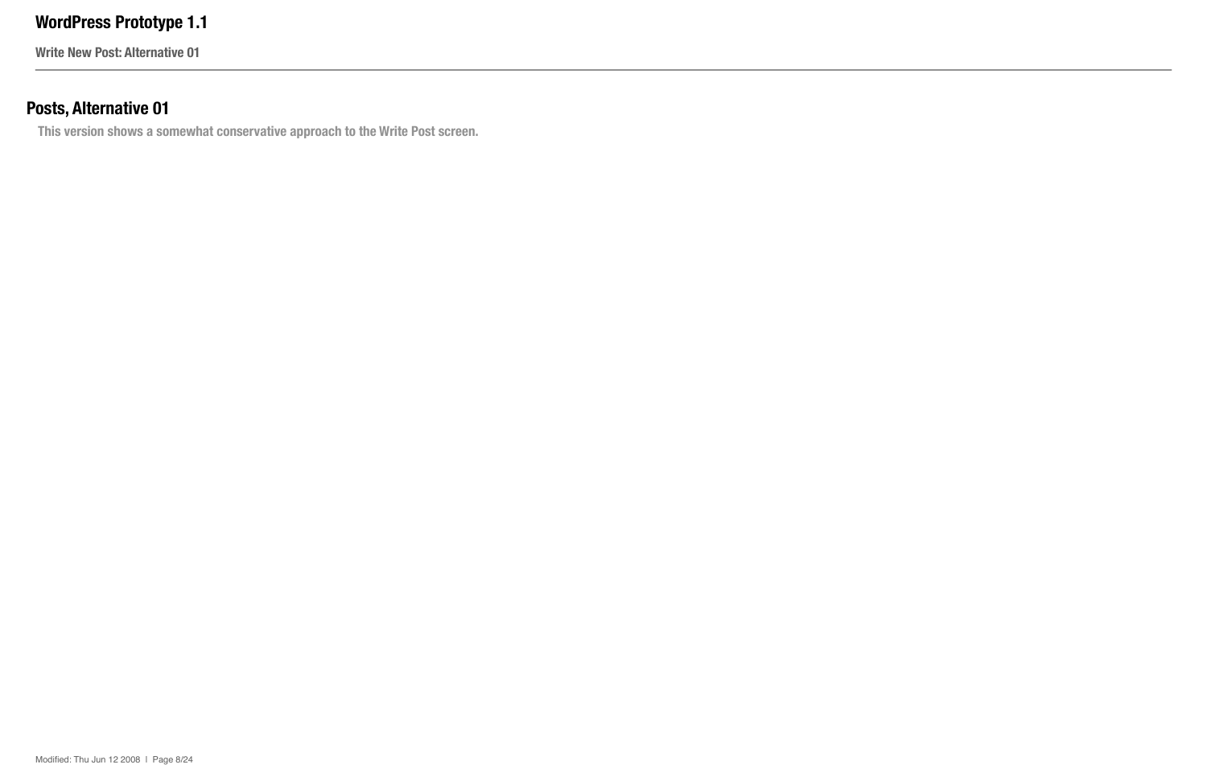## Posts, Alternative 01

This version shows a somewhat conservative approach to the Write Post screen.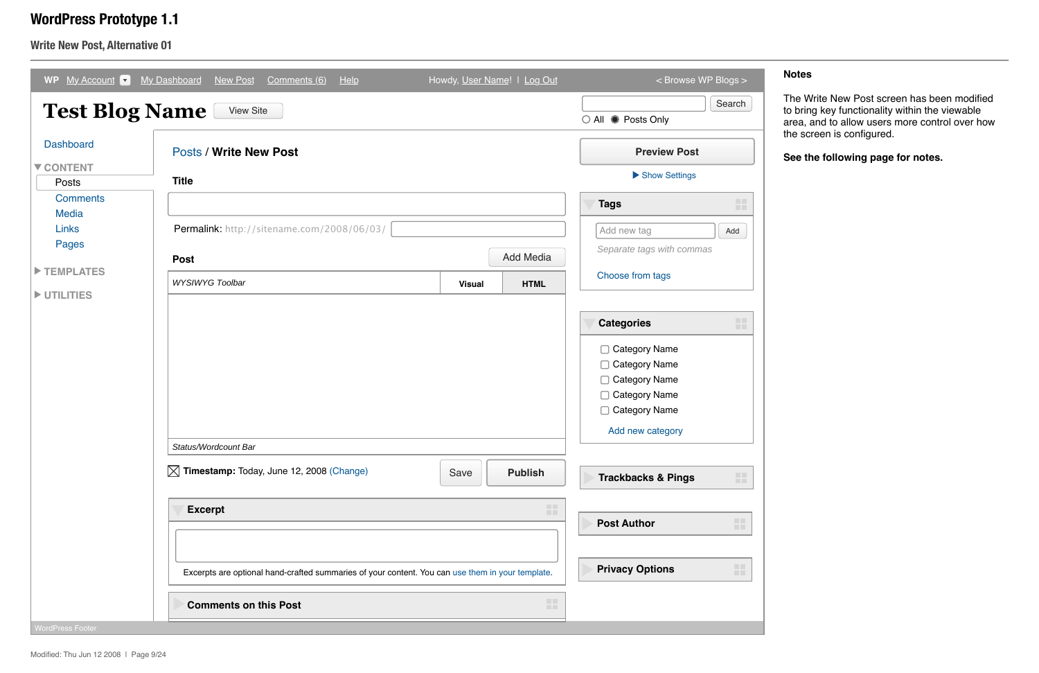# WordPress Prototype 1.1

## Write New Post, Alternative 01

WP My Account ▾ My Dashboard New Post Comments (6) Help Howdy, User Name! | Log Out < Browse WP Blogs >

**Test Blog Name** View Site

Search
○ All ● Posts Only

Dashboard

▼ CONTENT
- Posts
- Comments
- Media
- Links
- Pages

▶ TEMPLATES

▶ UTILITIES

Posts / **Write New Post**

**Title**

Permalink: http://sitename.com/2008/06/03/

**Post** Add Media

*WYSIWYG Toolbar* | **Visual** | **HTML**

*Status/Wordcount Bar*

☒ **Timestamp:** Today, June 12, 2008 (Change)

Save **Publish**

**Excerpt**

Excerpts are optional hand-crafted summaries of your content. You can use them in your template.

**Comments on this Post**

**Preview Post**

▶ Show Settings

**Tags**

Add new tag | Add

*Separate tags with commas*

Choose from tags

**Categories**

- ☐ Category Name
- ☐ Category Name
- ☐ Category Name
- ☐ Category Name
- ☐ Category Name

Add new category

**Trackbacks & Pings**

**Post Author**

**Privacy Options**

WordPress Footer

**Notes**

The Write New Post screen has been modified to bring key functionality within the viewable area, and to allow users more control over how the screen is configured.

**See the following page for notes.**

Modified: Thu Jun 12 2008 | Page 9/24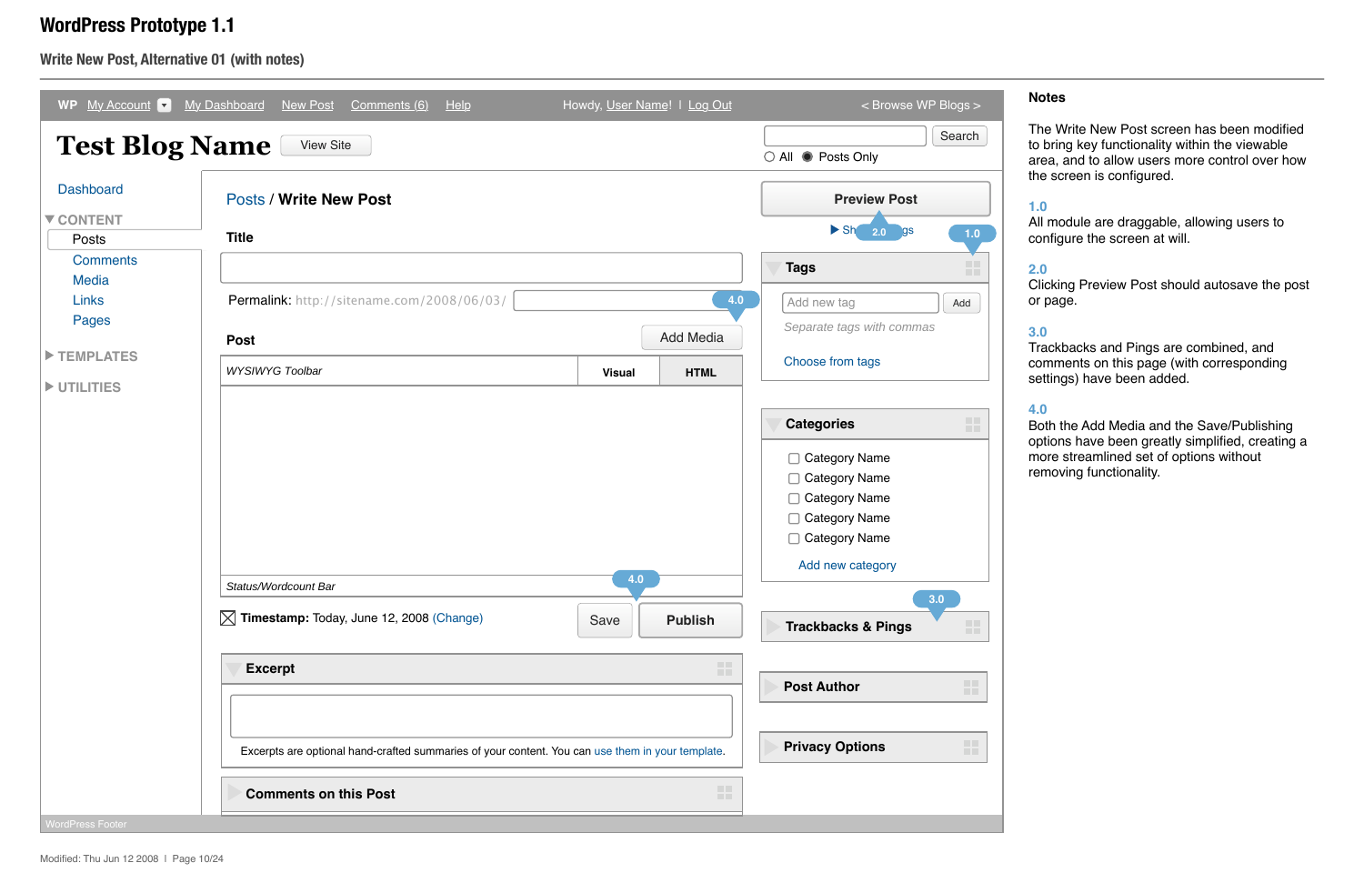# WordPress Prototype 1.1

## Write New Post, Alternative 01 (with notes)

WP My Account My Dashboard New Post Comments (6) Help Howdy, User Name! | Log Out < Browse WP Blogs >

**Test Blog Name** View Site

Search

All Posts Only

Dashboard

CONTENT

- Posts
- Comments
- Media
- Links
- Pages

TEMPLATES

UTILITIES

Posts / **Write New Post**

**Title**

Permalink: http://sitename.com/2008/06/03/

4.0

**Post** Add Media

*WYSIWYG Toolbar* Visual HTML

*Status/Wordcount Bar*

4.0

**Timestamp:** Today, June 12, 2008 (Change) Save **Publish**

**Excerpt**

Excerpts are optional hand-crafted summaries of your content. You can use them in your template.

**Comments on this Post**

**Preview Post**

2.0

1.0

**Tags**

Add new tag Add

*Separate tags with commas*

Choose from tags

**Categories**

- Category Name
- Category Name
- Category Name
- Category Name
- Category Name

Add new category

3.0

**Trackbacks & Pings**

**Post Author**

**Privacy Options**

WordPress Footer

### Notes

The Write New Post screen has been modified to bring key functionality within the viewable area, and to allow users more control over how the screen is configured.

**1.0**
All module are draggable, allowing users to configure the screen at will.

**2.0**
Clicking Preview Post should autosave the post or page.

**3.0**
Trackbacks and Pings are combined, and comments on this page (with corresponding settings) have been added.

**4.0**
Both the Add Media and the Save/Publishing options have been greatly simplified, creating a more streamlined set of options without removing functionality.

Modified: Thu Jun 12 2008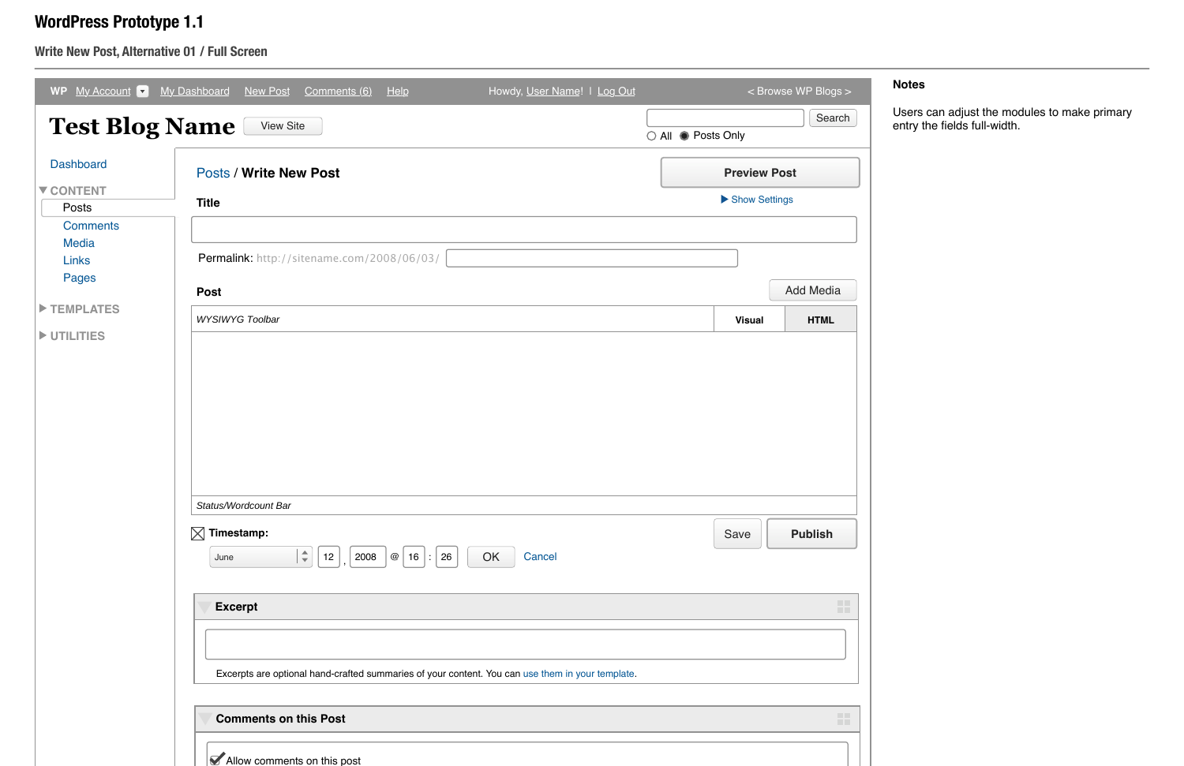# WordPress Prototype 1.1

## Write New Post, Alternative 01 / Full Screen

WP My Account ▾ My Dashboard New Post Comments (6) Help Howdy, User Name! | Log Out < Browse WP Blogs >

**Test Blog Name** View Site

Search

○ All ◉ Posts Only

Dashboard

▼ CONTENT

- Posts
- Comments
- Media
- Links
- Pages

▶ TEMPLATES

▶ UTILITIES

Posts / **Write New Post**

Preview Post

▶ Show Settings

**Title**

Permalink: http://sitename.com/2008/06/03/

**Post**

Add Media

*WYSIWYG Toolbar* | Visual | HTML

*Status/Wordcount Bar*

☒ **Timestamp:**

June | 12 , 2008 @ 16 : 26 | OK | Cancel

Save | Publish

**Excerpt**

Excerpts are optional hand-crafted summaries of your content. You can use them in your template.

**Comments on this Post**

☑ Allow comments on this post

**Notes**

Users can adjust the modules to make primary entry the fields full-width.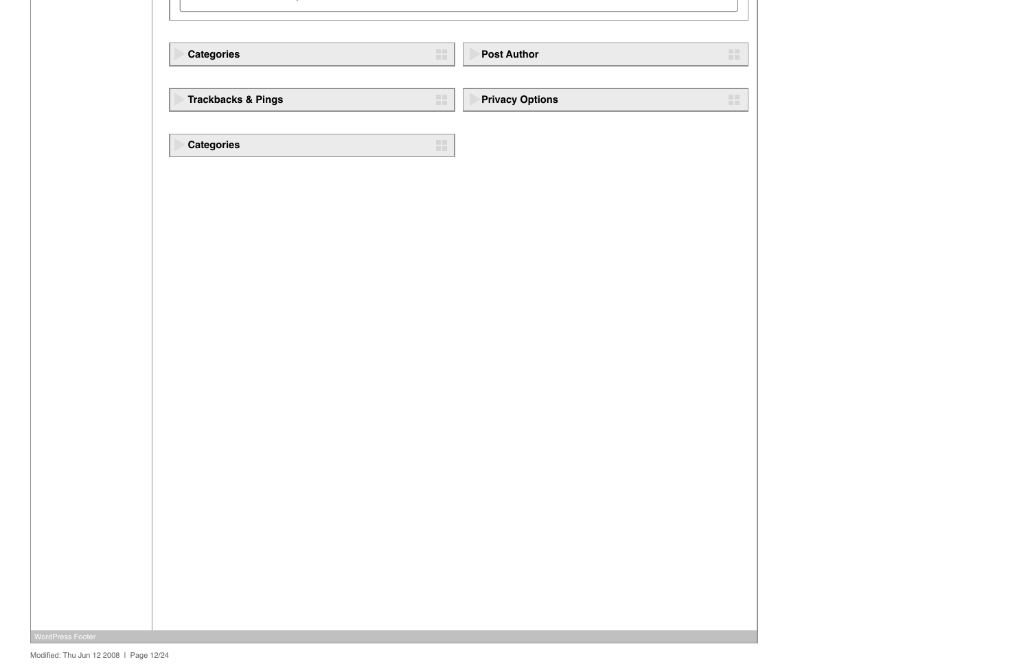**Categories**

**Post Author**

**Trackbacks & Pings**

**Privacy Options**

**Categories**

WordPress Footer

Modified: Thu Jun 12 2008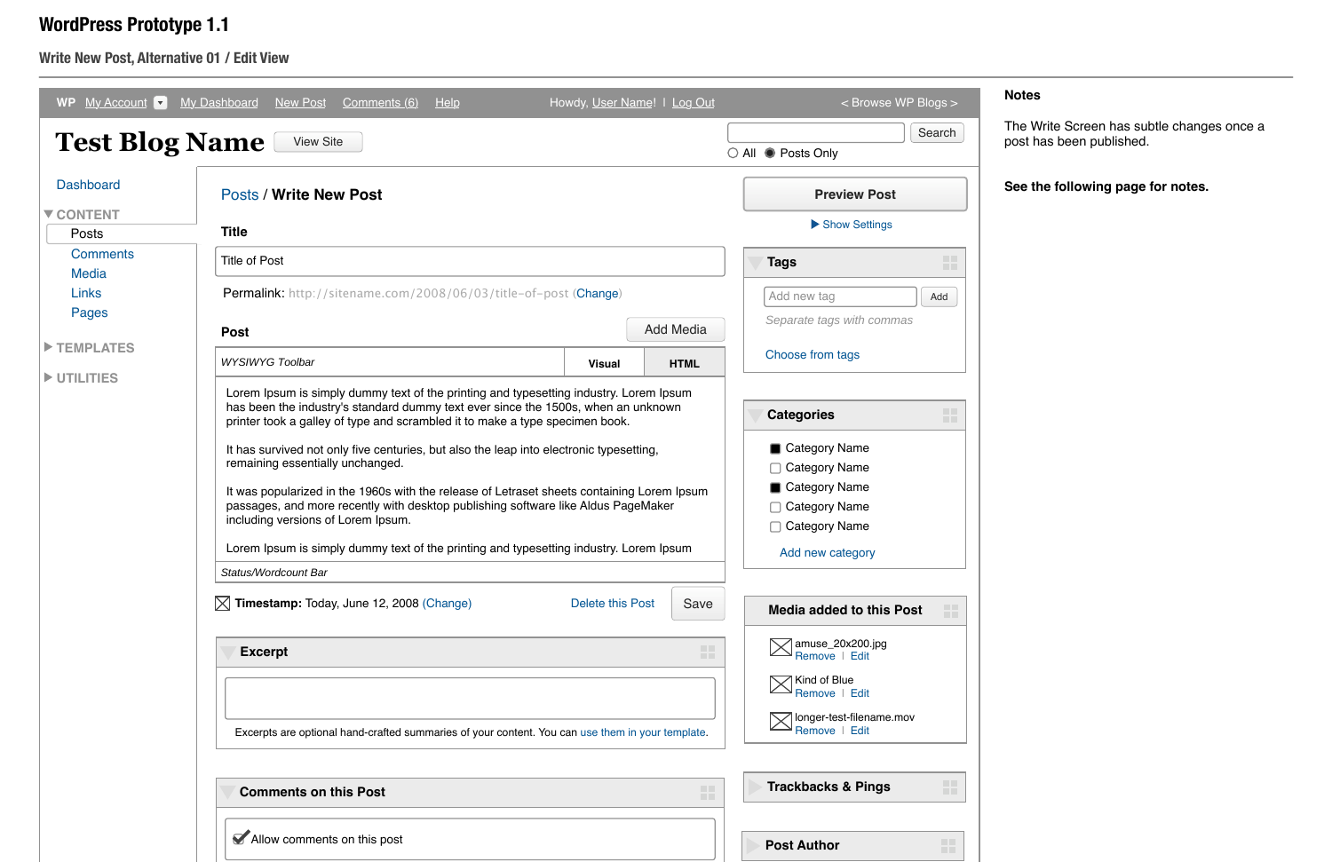# WordPress Prototype 1.1

## Write New Post, Alternative 01 / Edit View

WP My Account ▾ My Dashboard New Post Comments (6) Help Howdy, User Name! | Log Out < Browse WP Blogs >

**Test Blog Name** View Site

Search

○ All ● Posts Only

Dashboard

▼ CONTENT
- Posts
- Comments
- Media
- Links
- Pages

▶ TEMPLATES

▶ UTILITIES

Posts / **Write New Post**

**Title**

Title of Post

Permalink: http://sitename.com/2008/06/03/title-of-post (Change)

**Post** Add Media

*WYSIWYG Toolbar* | **Visual** | **HTML**

Lorem Ipsum is simply dummy text of the printing and typesetting industry. Lorem Ipsum has been the industry's standard dummy text ever since the 1500s, when an unknown printer took a galley of type and scrambled it to make a type specimen book.

It has survived not only five centuries, but also the leap into electronic typesetting, remaining essentially unchanged.

It was popularized in the 1960s with the release of Letraset sheets containing Lorem Ipsum passages, and more recently with desktop publishing software like Aldus PageMaker including versions of Lorem Ipsum.

Lorem Ipsum is simply dummy text of the printing and typesetting industry. Lorem Ipsum

*Status/Wordcount Bar*

**Timestamp:** Today, June 12, 2008 (Change) Delete this Post Save

**Excerpt**

Excerpts are optional hand-crafted summaries of your content. You can use them in your template.

**Comments on this Post**

✔ Allow comments on this post

**Preview Post**

▶ Show Settings

**Tags**

Add new tag Add

*Separate tags with commas*

Choose from tags

**Categories**

- ■ Category Name
- □ Category Name
- ■ Category Name
- □ Category Name
- □ Category Name

Add new category

**Media added to this Post**

- amuse_20x200.jpg — Remove | Edit
- Kind of Blue — Remove | Edit
- longer-test-filename.mov — Remove | Edit

**Trackbacks & Pings**

**Post Author**

### Notes

The Write Screen has subtle changes once a post has been published.

**See the following page for notes.**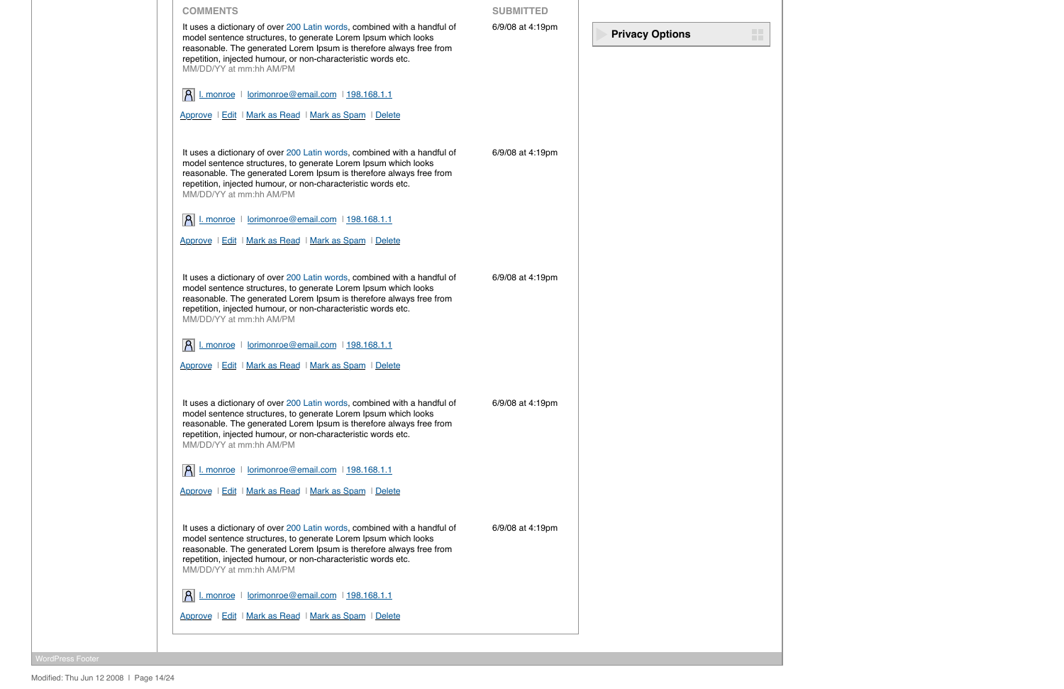| COMMENTS | SUBMITTED |
|---|---|
| It uses a dictionary of over 200 Latin words, combined with a handful of model sentence structures, to generate Lorem Ipsum which looks reasonable. The generated Lorem Ipsum is therefore always free from repetition, injected humour, or non-characteristic words etc.<br>MM/DD/YY at mm:hh AM/PM<br>l. monroe \| lorimonroe@email.com \| 198.168.1.1<br>Approve \| Edit \| Mark as Read \| Mark as Spam \| Delete | 6/9/08 at 4:19pm |
| It uses a dictionary of over 200 Latin words, combined with a handful of model sentence structures, to generate Lorem Ipsum which looks reasonable. The generated Lorem Ipsum is therefore always free from repetition, injected humour, or non-characteristic words etc.<br>MM/DD/YY at mm:hh AM/PM<br>l. monroe \| lorimonroe@email.com \| 198.168.1.1<br>Approve \| Edit \| Mark as Read \| Mark as Spam \| Delete | 6/9/08 at 4:19pm |
| It uses a dictionary of over 200 Latin words, combined with a handful of model sentence structures, to generate Lorem Ipsum which looks reasonable. The generated Lorem Ipsum is therefore always free from repetition, injected humour, or non-characteristic words etc.<br>MM/DD/YY at mm:hh AM/PM<br>l. monroe \| lorimonroe@email.com \| 198.168.1.1<br>Approve \| Edit \| Mark as Read \| Mark as Spam \| Delete | 6/9/08 at 4:19pm |
| It uses a dictionary of over 200 Latin words, combined with a handful of model sentence structures, to generate Lorem Ipsum which looks reasonable. The generated Lorem Ipsum is therefore always free from repetition, injected humour, or non-characteristic words etc.<br>MM/DD/YY at mm:hh AM/PM<br>l. monroe \| lorimonroe@email.com \| 198.168.1.1<br>Approve \| Edit \| Mark as Read \| Mark as Spam \| Delete | 6/9/08 at 4:19pm |
| It uses a dictionary of over 200 Latin words, combined with a handful of model sentence structures, to generate Lorem Ipsum which looks reasonable. The generated Lorem Ipsum is therefore always free from repetition, injected humour, or non-characteristic words etc.<br>MM/DD/YY at mm:hh AM/PM<br>l. monroe \| lorimonroe@email.com \| 198.168.1.1<br>Approve \| Edit \| Mark as Read \| Mark as Spam \| Delete | 6/9/08 at 4:19pm |

**Privacy Options**

WordPress Footer

Modified: Thu Jun 12 2008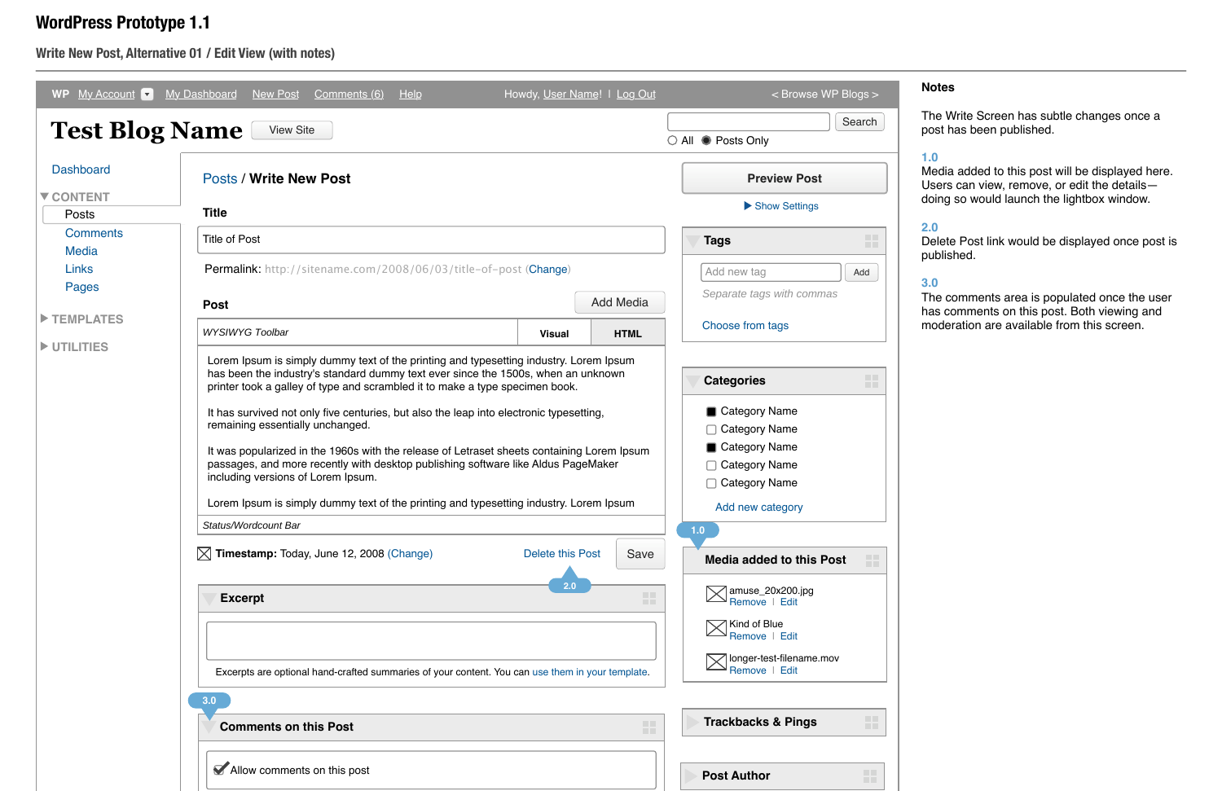# WordPress Prototype 1.1

## Write New Post, Alternative 01 / Edit View (with notes)

WP My Account My Dashboard New Post Comments (6) Help Howdy, User Name! | Log Out < Browse WP Blogs >

**Test Blog Name** View Site

Search

All Posts Only

Dashboard

▼ CONTENT

- Posts
- Comments
- Media
- Links
- Pages

▶ TEMPLATES

▶ UTILITIES

Posts / **Write New Post**

**Title**

Title of Post

Permalink: http://sitename.com/2008/06/03/title-of-post (Change)

**Post** Add Media

*WYSIWYG Toolbar* **Visual** **HTML**

Lorem Ipsum is simply dummy text of the printing and typesetting industry. Lorem Ipsum has been the industry's standard dummy text ever since the 1500s, when an unknown printer took a galley of type and scrambled it to make a type specimen book.

It has survived not only five centuries, but also the leap into electronic typesetting, remaining essentially unchanged.

It was popularized in the 1960s with the release of Letraset sheets containing Lorem Ipsum passages, and more recently with desktop publishing software like Aldus PageMaker including versions of Lorem Ipsum.

Lorem Ipsum is simply dummy text of the printing and typesetting industry. Lorem Ipsum

*Status/Wordcount Bar*

**Timestamp:** Today, June 12, 2008 (Change) Delete this Post Save

2.0

**Excerpt**

Excerpts are optional hand-crafted summaries of your content. You can use them in your template.

3.0

**Comments on this Post**

Allow comments on this post

Preview Post

▶ Show Settings

**Tags**

Add new tag Add

*Separate tags with commas*

Choose from tags

**Categories**

- Category Name
- Category Name
- Category Name
- Category Name
- Category Name

Add new category

1.0

**Media added to this Post**

amuse_20x200.jpg
Remove | Edit

Kind of Blue
Remove | Edit

longer-test-filename.mov
Remove | Edit

**Trackbacks & Pings**

**Post Author**

**Notes**

The Write Screen has subtle changes once a post has been published.

**1.0**
Media added to this post will be displayed here. Users can view, remove, or edit the details—doing so would launch the lightbox window.

**2.0**
Delete Post link would be displayed once post is published.

**3.0**
The comments area is populated once the user has comments on this post. Both viewing and moderation are available from this screen.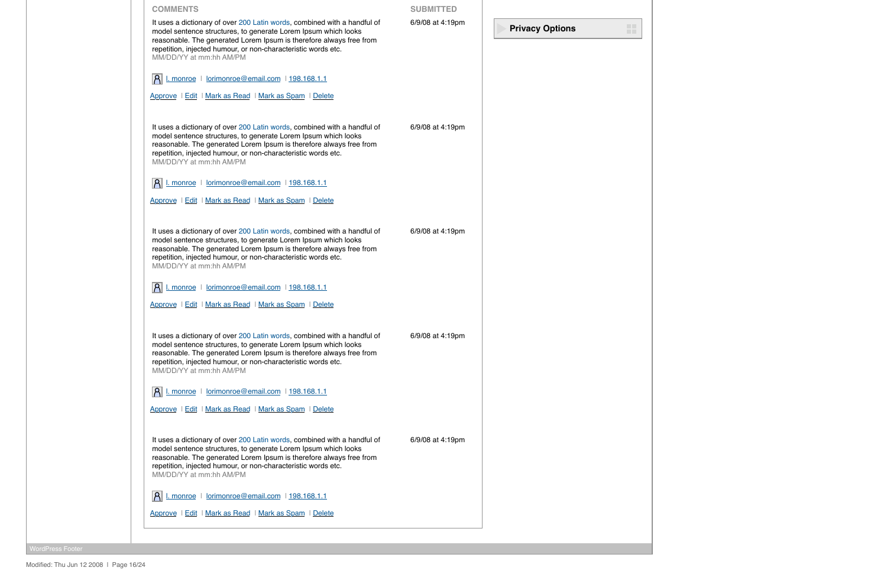| COMMENTS | SUBMITTED |
|---|---|
| It uses a dictionary of over 200 Latin words, combined with a handful of model sentence structures, to generate Lorem Ipsum which looks reasonable. The generated Lorem Ipsum is therefore always free from repetition, injected humour, or non-characteristic words etc.<br>MM/DD/YY at mm:hh AM/PM<br><br>l. monroe \| lorimonroe@email.com \| 198.168.1.1<br><br>Approve \| Edit \| Mark as Read \| Mark as Spam \| Delete | 6/9/08 at 4:19pm |
| It uses a dictionary of over 200 Latin words, combined with a handful of model sentence structures, to generate Lorem Ipsum which looks reasonable. The generated Lorem Ipsum is therefore always free from repetition, injected humour, or non-characteristic words etc.<br>MM/DD/YY at mm:hh AM/PM<br><br>l. monroe \| lorimonroe@email.com \| 198.168.1.1<br><br>Approve \| Edit \| Mark as Read \| Mark as Spam \| Delete | 6/9/08 at 4:19pm |
| It uses a dictionary of over 200 Latin words, combined with a handful of model sentence structures, to generate Lorem Ipsum which looks reasonable. The generated Lorem Ipsum is therefore always free from repetition, injected humour, or non-characteristic words etc.<br>MM/DD/YY at mm:hh AM/PM<br><br>l. monroe \| lorimonroe@email.com \| 198.168.1.1<br><br>Approve \| Edit \| Mark as Read \| Mark as Spam \| Delete | 6/9/08 at 4:19pm |
| It uses a dictionary of over 200 Latin words, combined with a handful of model sentence structures, to generate Lorem Ipsum which looks reasonable. The generated Lorem Ipsum is therefore always free from repetition, injected humour, or non-characteristic words etc.<br>MM/DD/YY at mm:hh AM/PM<br><br>l. monroe \| lorimonroe@email.com \| 198.168.1.1<br><br>Approve \| Edit \| Mark as Read \| Mark as Spam \| Delete | 6/9/08 at 4:19pm |
| It uses a dictionary of over 200 Latin words, combined with a handful of model sentence structures, to generate Lorem Ipsum which looks reasonable. The generated Lorem Ipsum is therefore always free from repetition, injected humour, or non-characteristic words etc.<br>MM/DD/YY at mm:hh AM/PM<br><br>l. monroe \| lorimonroe@email.com \| 198.168.1.1<br><br>Approve \| Edit \| Mark as Read \| Mark as Spam \| Delete | 6/9/08 at 4:19pm |

**Privacy Options**

WordPress Footer

Modified: Thu Jun 12 2008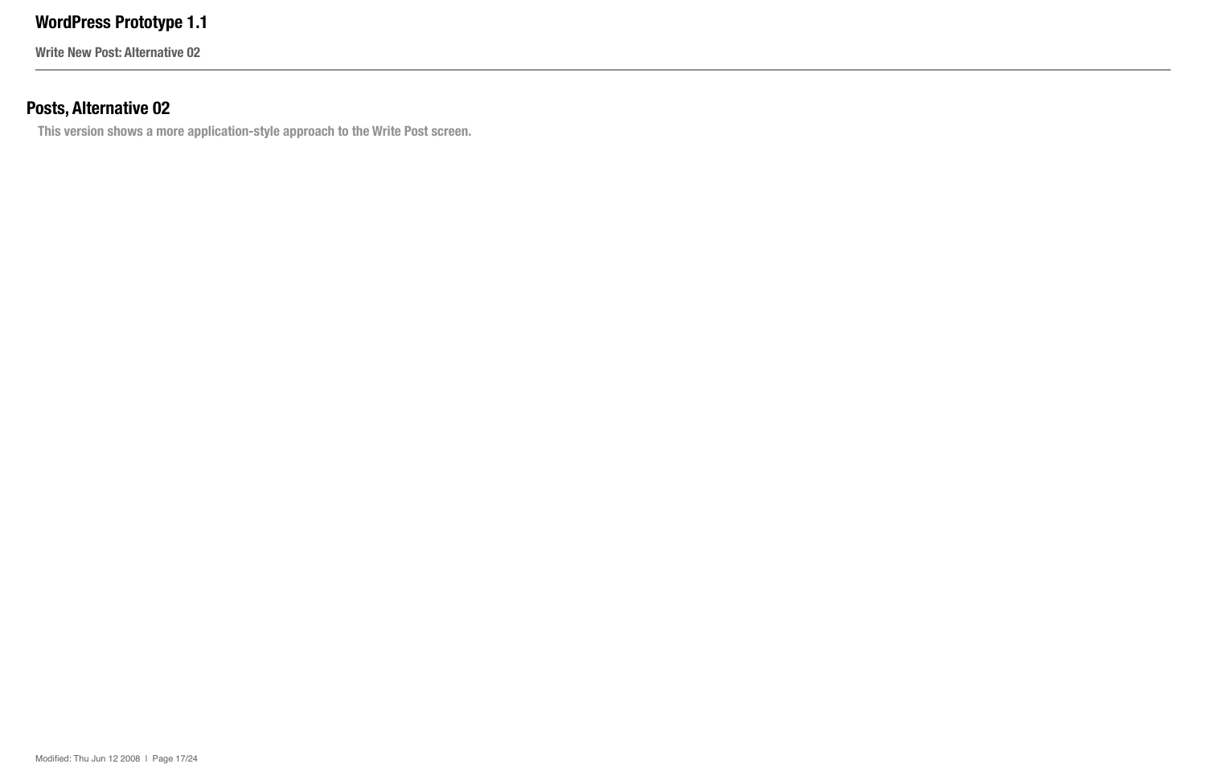## Posts, Alternative 02

This version shows a more application-style approach to the Write Post screen.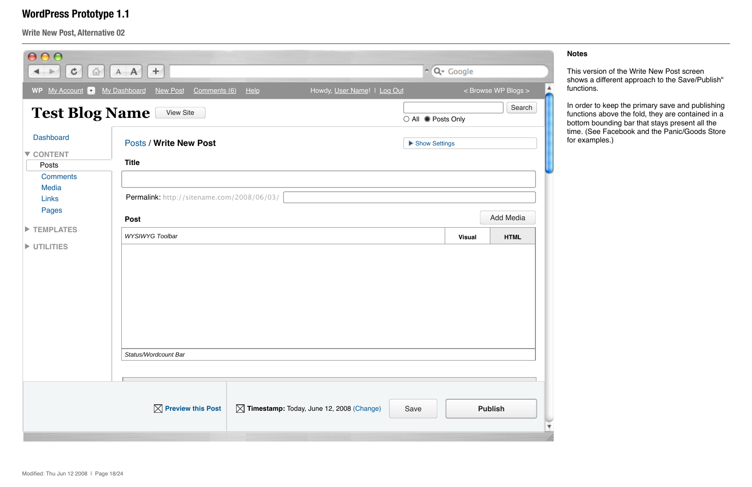# WordPress Prototype 1.1

## Write New Post, Alternative 02

WP | My Account | My Dashboard | New Post | Comments (6) | Help | Howdy, User Name! | Log Out | < Browse WP Blogs >

**Test Blog Name** [View Site]

[Search] ○ All ● Posts Only

- Dashboard
- ▼ CONTENT
  - Posts
  - Comments
  - Media
  - Links
  - Pages
- ▶ TEMPLATES
- ▶ UTILITIES

Posts / **Write New Post**

▶ Show Settings

**Title**

Permalink: http://sitename.com/2008/06/03/

**Post**

[Add Media]

*WYSIWYG Toolbar* | **Visual** | **HTML**

*Status/Wordcount Bar*

☒ **Preview this Post**

☒ **Timestamp:** Today, June 12, 2008 (Change)

[Save] [**Publish**]

### Notes

This version of the Write New Post screen shows a different approach to the Save/Publish" functions.

In order to keep the primary save and publishing functions above the fold, they are contained in a bottom bounding bar that stays present all the time. (See Facebook and the Panic/Goods Store for examples.)

Modified: Thu Jun 12 2008 | Page 18/24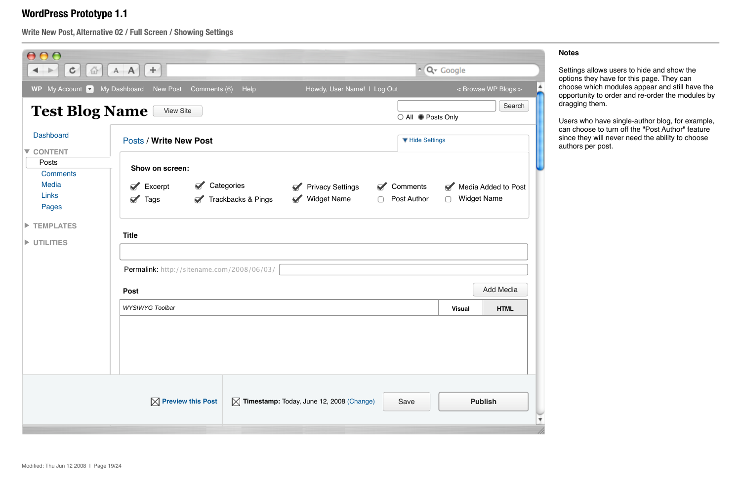# WordPress Prototype 1.1

## Write New Post, Alternative 02 / Full Screen / Showing Settings

WP My Account My Dashboard New Post Comments (6) Help Howdy, User Name! | Log Out < Browse WP Blogs >

**Test Blog Name** View Site

Search

○ All ● Posts Only

Dashboard

CONTENT
- Posts
- Comments
- Media
- Links
- Pages

TEMPLATES

UTILITIES

Posts / **Write New Post**

▼ Hide Settings

**Show on screen:**

- [x] Excerpt
- [x] Tags
- [x] Categories
- [x] Trackbacks & Pings
- [x] Privacy Settings
- [x] Widget Name
- [x] Comments
- [ ] Post Author
- [x] Media Added to Post
- [ ] Widget Name

**Title**

Permalink: http://sitename.com/2008/06/03/

**Post** Add Media

*WYSIWYG Toolbar* | **Visual** | **HTML**

**Preview this Post** | **Timestamp:** Today, June 12, 2008 (Change) | Save | **Publish**

**Notes**

Settings allows users to hide and show the options they have for this page. They can choose which modules appear and still have the opportunity to order and re-order the modules by dragging them.

Users who have single-author blog, for example, can choose to turn off the "Post Author" feature since they will never need the ability to choose authors per post.

Modified: Thu Jun 12 2008 | Page 19/24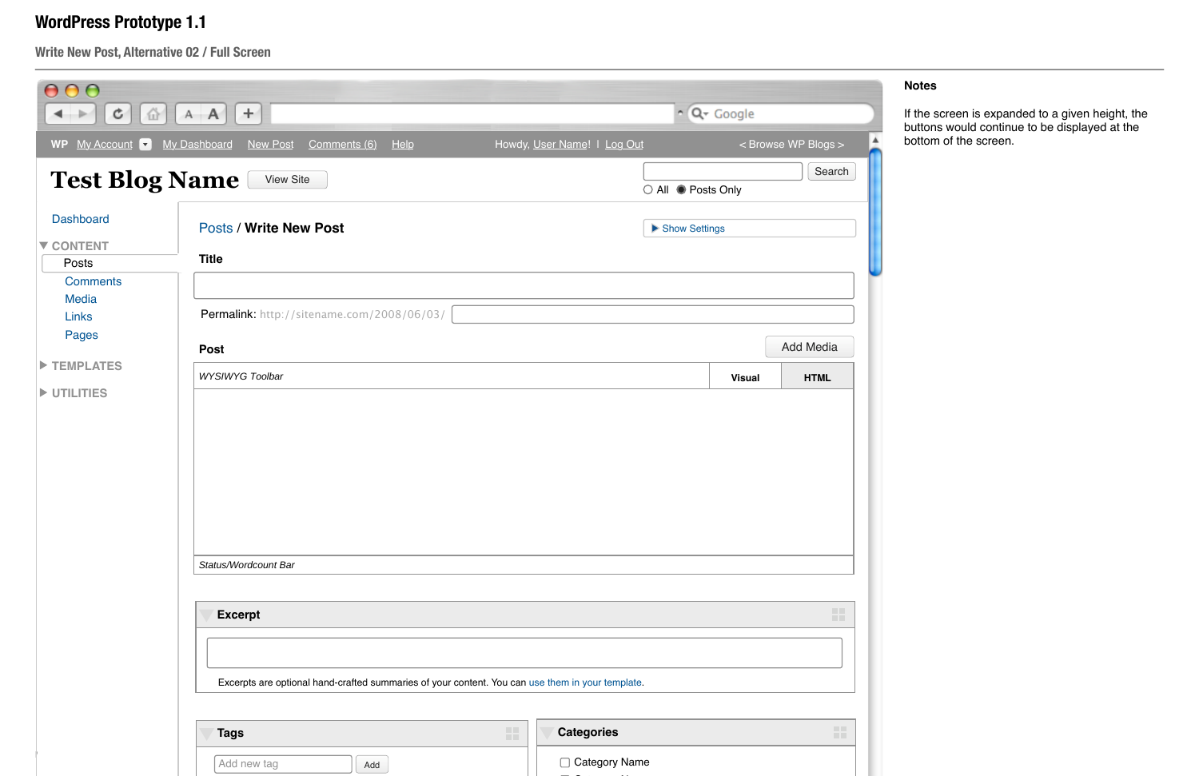# WordPress Prototype 1.1

## Write New Post, Alternative 02 / Full Screen

WP My Account | My Dashboard | New Post | Comments (6) | Help

Howdy, User Name! | Log Out

< Browse WP Blogs >

**Test Blog Name** View Site

Search

All Posts Only

Dashboard

CONTENT

- Posts
- Comments
- Media
- Links
- Pages

TEMPLATES

UTILITIES

Posts / **Write New Post**

Show Settings

**Title**

Permalink: http://sitename.com/2008/06/03/

**Post**

Add Media

*WYSIWYG Toolbar*

Visual | HTML

*Status/Wordcount Bar*

**Excerpt**

Excerpts are optional hand-crafted summaries of your content. You can use them in your template.

**Tags**

Add new tag | Add

**Categories**

Category Name

### Notes

If the screen is expanded to a given height, the buttons would continue to be displayed at the bottom of the screen.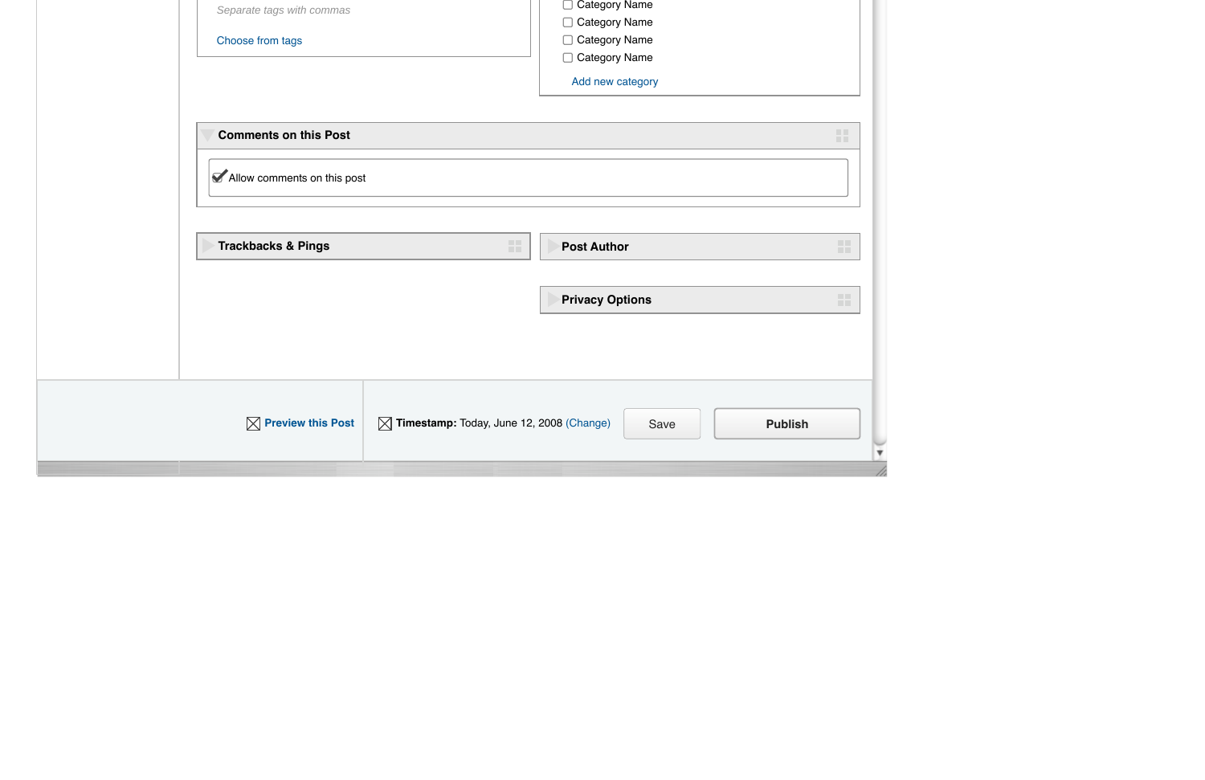Separate tags with commas

Choose from tags

- [ ] Category Name
- [ ] Category Name
- [ ] Category Name
- [ ] Category Name

Add new category

**Comments on this Post**

- [x] Allow comments on this post

**Trackbacks & Pings**

**Post Author**

**Privacy Options**

**Preview this Post**

**Timestamp:** Today, June 12, 2008 (Change)

Save

**Publish**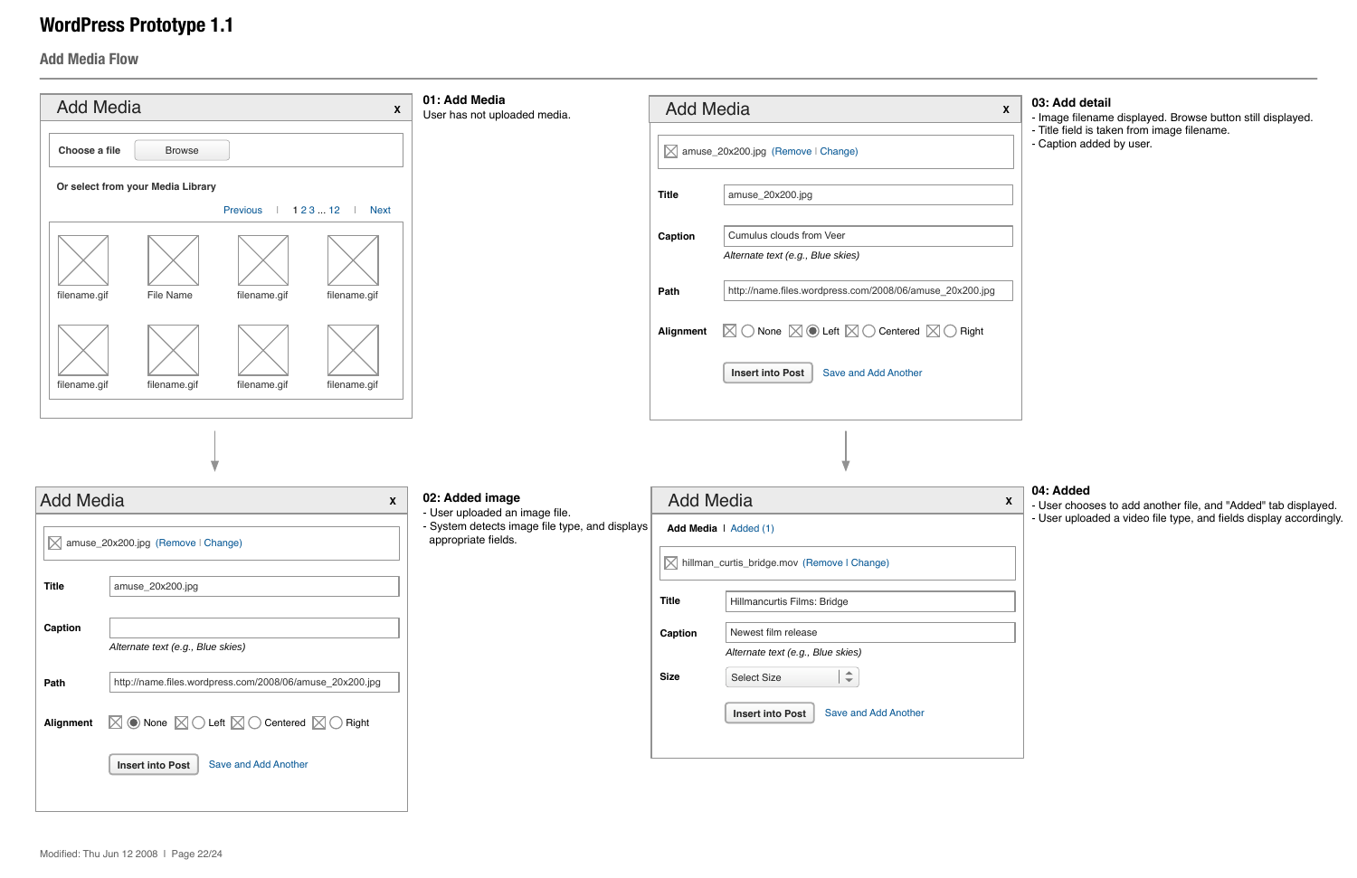# WordPress Prototype 1.1

## Add Media Flow

---

**Add Media** x

Choose a file [Browse]

Or select from your Media Library

Previous | 1 2 3 ... 12 | Next

filename.gif | File Name | filename.gif | filename.gif

filename.gif | filename.gif | filename.gif | filename.gif

**01: Add Media**

User has not uploaded media.

---

**Add Media** x

amuse_20x200.jpg (Remove | Change)

**Title** amuse_20x200.jpg

**Caption**

*Alternate text (e.g., Blue skies)*

**Path** http://name.files.wordpress.com/2008/06/amuse_20x200.jpg

**Alignment** ◉ None ○ Left ○ Centered ○ Right

[Insert into Post] Save and Add Another

**02: Added image**

- User uploaded an image file.
- System detects image file type, and displays appropriate fields.

---

**Add Media** x

amuse_20x200.jpg (Remove | Change)

**Title** amuse_20x200.jpg

**Caption** Cumulus clouds from Veer

*Alternate text (e.g., Blue skies)*

**Path** http://name.files.wordpress.com/2008/06/amuse_20x200.jpg

**Alignment** ○ None ◉ Left ○ Centered ○ Right

[Insert into Post] Save and Add Another

**03: Add detail**

- Image filename displayed. Browse button still displayed.
- Title field is taken from image filename.
- Caption added by user.

---

**Add Media** x

Add Media | Added (1)

hillman_curtis_bridge.mov (Remove | Change)

**Title** Hillmancurtis Films: Bridge

**Caption** Newest film release

*Alternate text (e.g., Blue skies)*

**Size** Select Size

[Insert into Post] Save and Add Another

**04: Added**

- User chooses to add another file, and "Added" tab displayed.
- User uploaded a video file type, and fields display accordingly.

---

Modified: Thu Jun 12 2008 | Page 22/24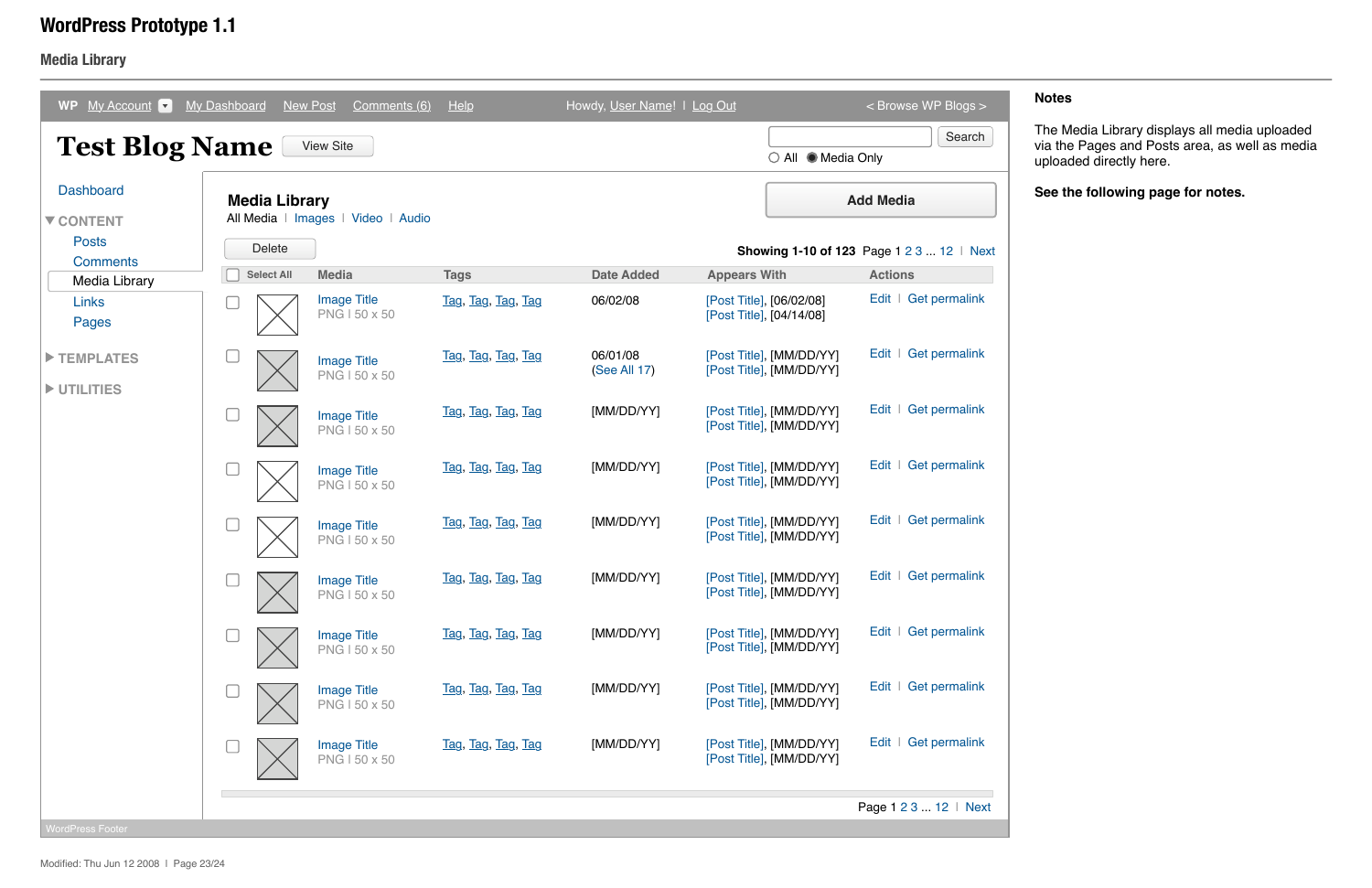# WordPress Prototype 1.1

## Media Library

WP My Account ▾ My Dashboard New Post Comments (6) Help Howdy, User Name! I Log Out < Browse WP Blogs >

**Test Blog Name** View Site

Search

○ All ● Media Only

- Dashboard
- ▼ CONTENT
  - Posts
  - Comments
  - Media Library
  - Links
  - Pages
- ▶ TEMPLATES
- ▶ UTILITIES

### Media Library

All Media | Images | Video | Audio

Add Media

Delete

**Showing 1-10 of 123** Page 1 2 3 ... 12 | Next

| Select All | Media | Tags | Date Added | Appears With | Actions |
|---|---|---|---|---|---|
| ☐ | Image Title PNG I 50 x 50 | Tag, Tag, Tag, Tag | 06/02/08 | [Post Title], [06/02/08] [Post Title], [04/14/08] | Edit \| Get permalink |
| ☐ | Image Title PNG I 50 x 50 | Tag, Tag, Tag, Tag | 06/01/08 (See All 17) | [Post Title], [MM/DD/YY] [Post Title], [MM/DD/YY] | Edit \| Get permalink |
| ☐ | Image Title PNG I 50 x 50 | Tag, Tag, Tag, Tag | [MM/DD/YY] | [Post Title], [MM/DD/YY] [Post Title], [MM/DD/YY] | Edit \| Get permalink |
| ☐ | Image Title PNG I 50 x 50 | Tag, Tag, Tag, Tag | [MM/DD/YY] | [Post Title], [MM/DD/YY] [Post Title], [MM/DD/YY] | Edit \| Get permalink |
| ☐ | Image Title PNG I 50 x 50 | Tag, Tag, Tag, Tag | [MM/DD/YY] | [Post Title], [MM/DD/YY] [Post Title], [MM/DD/YY] | Edit \| Get permalink |
| ☐ | Image Title PNG I 50 x 50 | Tag, Tag, Tag, Tag | [MM/DD/YY] | [Post Title], [MM/DD/YY] [Post Title], [MM/DD/YY] | Edit \| Get permalink |
| ☐ | Image Title PNG I 50 x 50 | Tag, Tag, Tag, Tag | [MM/DD/YY] | [Post Title], [MM/DD/YY] [Post Title], [MM/DD/YY] | Edit \| Get permalink |
| ☐ | Image Title PNG I 50 x 50 | Tag, Tag, Tag, Tag | [MM/DD/YY] | [Post Title], [MM/DD/YY] [Post Title], [MM/DD/YY] | Edit \| Get permalink |
| ☐ | Image Title PNG I 50 x 50 | Tag, Tag, Tag, Tag | [MM/DD/YY] | [Post Title], [MM/DD/YY] [Post Title], [MM/DD/YY] | Edit \| Get permalink |

Page 1 2 3 ... 12 | Next

WordPress Footer

**Notes**

The Media Library displays all media uploaded via the Pages and Posts area, as well as media uploaded directly here.

**See the following page for notes.**

Modified: Thu Jun 12 2008 | Page 23/24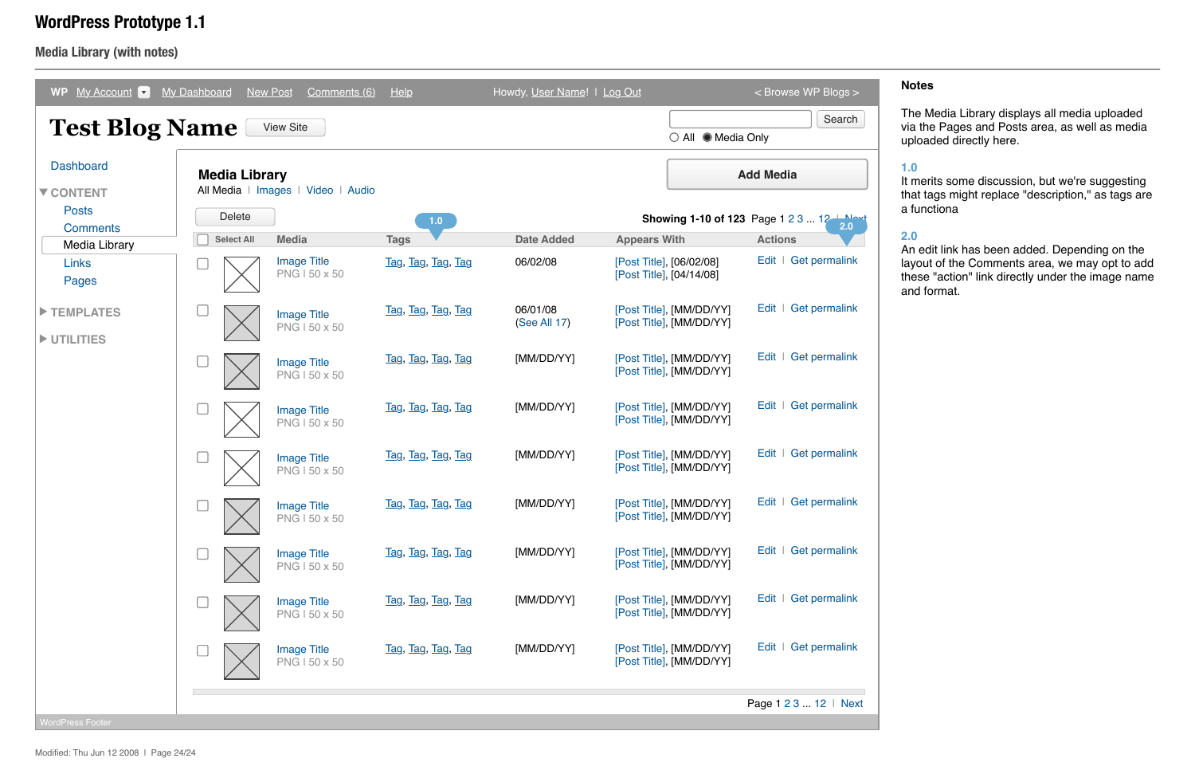# WordPress Prototype 1.1

## Media Library (with notes)

WP My Account ▾ My Dashboard New Post Comments (6) Help Howdy, User Name! | Log Out < Browse WP Blogs >

# Test Blog Name

View Site

Search

○ All ● Media Only

Dashboard

▼ CONTENT

- Posts
- Comments
- Media Library
- Links
- Pages

▶ TEMPLATES

▶ UTILITIES

## Media Library

All Media | Images | Video | Audio

Add Media

Delete

Showing 1-10 of 123 Page 1 2 3 ... 12 | Next

1.0

2.0

| Select All | Media | Tags | Date Added | Appears With | Actions |
|---|---|---|---|---|---|
| ☐ | Image Title<br>PNG I 50 x 50 | Tag, Tag, Tag, Tag | 06/02/08 | [Post Title], [06/02/08]<br>[Post Title], [04/14/08] | Edit \| Get permalink |
| ☐ | Image Title<br>PNG I 50 x 50 | Tag, Tag, Tag, Tag | 06/01/08<br>(See All 17) | [Post Title], [MM/DD/YY]<br>[Post Title], [MM/DD/YY] | Edit \| Get permalink |
| ☐ | Image Title<br>PNG I 50 x 50 | Tag, Tag, Tag, Tag | [MM/DD/YY] | [Post Title], [MM/DD/YY]<br>[Post Title], [MM/DD/YY] | Edit \| Get permalink |
| ☐ | Image Title<br>PNG I 50 x 50 | Tag, Tag, Tag, Tag | [MM/DD/YY] | [Post Title], [MM/DD/YY]<br>[Post Title], [MM/DD/YY] | Edit \| Get permalink |
| ☐ | Image Title<br>PNG I 50 x 50 | Tag, Tag, Tag, Tag | [MM/DD/YY] | [Post Title], [MM/DD/YY]<br>[Post Title], [MM/DD/YY] | Edit \| Get permalink |
| ☐ | Image Title<br>PNG I 50 x 50 | Tag, Tag, Tag, Tag | [MM/DD/YY] | [Post Title], [MM/DD/YY]<br>[Post Title], [MM/DD/YY] | Edit \| Get permalink |
| ☐ | Image Title<br>PNG I 50 x 50 | Tag, Tag, Tag, Tag | [MM/DD/YY] | [Post Title], [MM/DD/YY]<br>[Post Title], [MM/DD/YY] | Edit \| Get permalink |
| ☐ | Image Title<br>PNG I 50 x 50 | Tag, Tag, Tag, Tag | [MM/DD/YY] | [Post Title], [MM/DD/YY]<br>[Post Title], [MM/DD/YY] | Edit \| Get permalink |
| ☐ | Image Title<br>PNG I 50 x 50 | Tag, Tag, Tag, Tag | [MM/DD/YY] | [Post Title], [MM/DD/YY]<br>[Post Title], [MM/DD/YY] | Edit \| Get permalink |

Page 1 2 3 ... 12 | Next

WordPress Footer

### Notes

The Media Library displays all media uploaded via the Pages and Posts area, as well as media uploaded directly here.

**1.0**
It merits some discussion, but we're suggesting that tags might replace "description," as tags are a functiona

**2.0**
An edit link has been added. Depending on the layout of the Comments area, we may opt to add these "action" link directly under the image name and format.

Modified: Thu Jun 12 2008 | Page 24/24